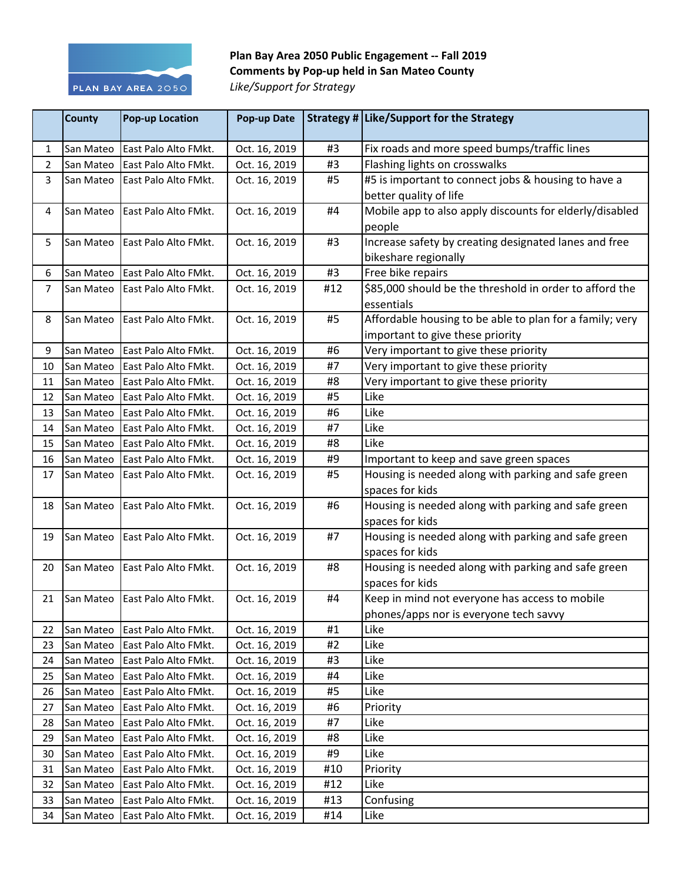**Plan Bay Area 2050 Public Engagement -- Fall 2019**
**Comments by Pop-up held in San Mateo County**
*Like/Support for Strategy*

| | County | Pop-up Location | Pop-up Date | Strategy # | Like/Support for the Strategy |
|---|---|---|---|---|---|
| 1 | San Mateo | East Palo Alto FMkt. | Oct. 16, 2019 | #3 | Fix roads and more speed bumps/traffic lines |
| 2 | San Mateo | East Palo Alto FMkt. | Oct. 16, 2019 | #3 | Flashing lights on crosswalks |
| 3 | San Mateo | East Palo Alto FMkt. | Oct. 16, 2019 | #5 | #5 is important to connect jobs & housing to have a better quality of life |
| 4 | San Mateo | East Palo Alto FMkt. | Oct. 16, 2019 | #4 | Mobile app to also apply discounts for elderly/disabled people |
| 5 | San Mateo | East Palo Alto FMkt. | Oct. 16, 2019 | #3 | Increase safety by creating designated lanes and free bikeshare regionally |
| 6 | San Mateo | East Palo Alto FMkt. | Oct. 16, 2019 | #3 | Free bike repairs |
| 7 | San Mateo | East Palo Alto FMkt. | Oct. 16, 2019 | #12 | $85,000 should be the threshold in order to afford the essentials |
| 8 | San Mateo | East Palo Alto FMkt. | Oct. 16, 2019 | #5 | Affordable housing to be able to plan for a family; very important to give these priority |
| 9 | San Mateo | East Palo Alto FMkt. | Oct. 16, 2019 | #6 | Very important to give these priority |
| 10 | San Mateo | East Palo Alto FMkt. | Oct. 16, 2019 | #7 | Very important to give these priority |
| 11 | San Mateo | East Palo Alto FMkt. | Oct. 16, 2019 | #8 | Very important to give these priority |
| 12 | San Mateo | East Palo Alto FMkt. | Oct. 16, 2019 | #5 | Like |
| 13 | San Mateo | East Palo Alto FMkt. | Oct. 16, 2019 | #6 | Like |
| 14 | San Mateo | East Palo Alto FMkt. | Oct. 16, 2019 | #7 | Like |
| 15 | San Mateo | East Palo Alto FMkt. | Oct. 16, 2019 | #8 | Like |
| 16 | San Mateo | East Palo Alto FMkt. | Oct. 16, 2019 | #9 | Important to keep and save green spaces |
| 17 | San Mateo | East Palo Alto FMkt. | Oct. 16, 2019 | #5 | Housing is needed along with parking and safe green spaces for kids |
| 18 | San Mateo | East Palo Alto FMkt. | Oct. 16, 2019 | #6 | Housing is needed along with parking and safe green spaces for kids |
| 19 | San Mateo | East Palo Alto FMkt. | Oct. 16, 2019 | #7 | Housing is needed along with parking and safe green spaces for kids |
| 20 | San Mateo | East Palo Alto FMkt. | Oct. 16, 2019 | #8 | Housing is needed along with parking and safe green spaces for kids |
| 21 | San Mateo | East Palo Alto FMkt. | Oct. 16, 2019 | #4 | Keep in mind not everyone has access to mobile phones/apps nor is everyone tech savvy |
| 22 | San Mateo | East Palo Alto FMkt. | Oct. 16, 2019 | #1 | Like |
| 23 | San Mateo | East Palo Alto FMkt. | Oct. 16, 2019 | #2 | Like |
| 24 | San Mateo | East Palo Alto FMkt. | Oct. 16, 2019 | #3 | Like |
| 25 | San Mateo | East Palo Alto FMkt. | Oct. 16, 2019 | #4 | Like |
| 26 | San Mateo | East Palo Alto FMkt. | Oct. 16, 2019 | #5 | Like |
| 27 | San Mateo | East Palo Alto FMkt. | Oct. 16, 2019 | #6 | Priority |
| 28 | San Mateo | East Palo Alto FMkt. | Oct. 16, 2019 | #7 | Like |
| 29 | San Mateo | East Palo Alto FMkt. | Oct. 16, 2019 | #8 | Like |
| 30 | San Mateo | East Palo Alto FMkt. | Oct. 16, 2019 | #9 | Like |
| 31 | San Mateo | East Palo Alto FMkt. | Oct. 16, 2019 | #10 | Priority |
| 32 | San Mateo | East Palo Alto FMkt. | Oct. 16, 2019 | #12 | Like |
| 33 | San Mateo | East Palo Alto FMkt. | Oct. 16, 2019 | #13 | Confusing |
| 34 | San Mateo | East Palo Alto FMkt. | Oct. 16, 2019 | #14 | Like |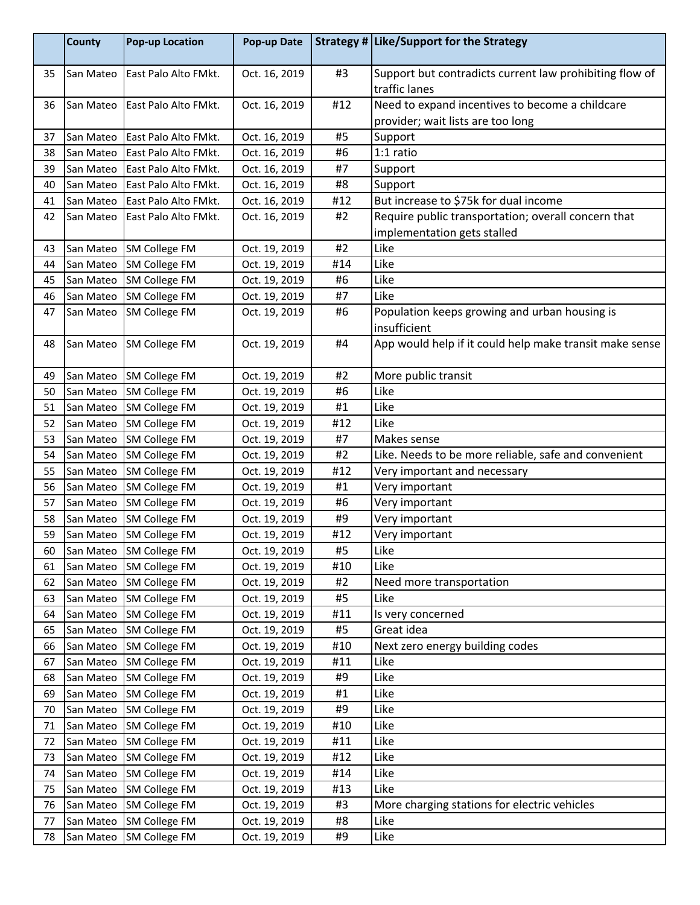| | County | Pop-up Location | Pop-up Date | Strategy # | Like/Support for the Strategy |
|---|---|---|---|---|---|
| 35 | San Mateo | East Palo Alto FMkt. | Oct. 16, 2019 | #3 | Support but contradicts current law prohibiting flow of traffic lanes |
| 36 | San Mateo | East Palo Alto FMkt. | Oct. 16, 2019 | #12 | Need to expand incentives to become a childcare provider; wait lists are too long |
| 37 | San Mateo | East Palo Alto FMkt. | Oct. 16, 2019 | #5 | Support |
| 38 | San Mateo | East Palo Alto FMkt. | Oct. 16, 2019 | #6 | 1:1 ratio |
| 39 | San Mateo | East Palo Alto FMkt. | Oct. 16, 2019 | #7 | Support |
| 40 | San Mateo | East Palo Alto FMkt. | Oct. 16, 2019 | #8 | Support |
| 41 | San Mateo | East Palo Alto FMkt. | Oct. 16, 2019 | #12 | But increase to $75k for dual income |
| 42 | San Mateo | East Palo Alto FMkt. | Oct. 16, 2019 | #2 | Require public transportation; overall concern that implementation gets stalled |
| 43 | San Mateo | SM College FM | Oct. 19, 2019 | #2 | Like |
| 44 | San Mateo | SM College FM | Oct. 19, 2019 | #14 | Like |
| 45 | San Mateo | SM College FM | Oct. 19, 2019 | #6 | Like |
| 46 | San Mateo | SM College FM | Oct. 19, 2019 | #7 | Like |
| 47 | San Mateo | SM College FM | Oct. 19, 2019 | #6 | Population keeps growing and urban housing is insufficient |
| 48 | San Mateo | SM College FM | Oct. 19, 2019 | #4 | App would help if it could help make transit make sense |
| 49 | San Mateo | SM College FM | Oct. 19, 2019 | #2 | More public transit |
| 50 | San Mateo | SM College FM | Oct. 19, 2019 | #6 | Like |
| 51 | San Mateo | SM College FM | Oct. 19, 2019 | #1 | Like |
| 52 | San Mateo | SM College FM | Oct. 19, 2019 | #12 | Like |
| 53 | San Mateo | SM College FM | Oct. 19, 2019 | #7 | Makes sense |
| 54 | San Mateo | SM College FM | Oct. 19, 2019 | #2 | Like. Needs to be more reliable, safe and convenient |
| 55 | San Mateo | SM College FM | Oct. 19, 2019 | #12 | Very important and necessary |
| 56 | San Mateo | SM College FM | Oct. 19, 2019 | #1 | Very important |
| 57 | San Mateo | SM College FM | Oct. 19, 2019 | #6 | Very important |
| 58 | San Mateo | SM College FM | Oct. 19, 2019 | #9 | Very important |
| 59 | San Mateo | SM College FM | Oct. 19, 2019 | #12 | Very important |
| 60 | San Mateo | SM College FM | Oct. 19, 2019 | #5 | Like |
| 61 | San Mateo | SM College FM | Oct. 19, 2019 | #10 | Like |
| 62 | San Mateo | SM College FM | Oct. 19, 2019 | #2 | Need more transportation |
| 63 | San Mateo | SM College FM | Oct. 19, 2019 | #5 | Like |
| 64 | San Mateo | SM College FM | Oct. 19, 2019 | #11 | Is very concerned |
| 65 | San Mateo | SM College FM | Oct. 19, 2019 | #5 | Great idea |
| 66 | San Mateo | SM College FM | Oct. 19, 2019 | #10 | Next zero energy building codes |
| 67 | San Mateo | SM College FM | Oct. 19, 2019 | #11 | Like |
| 68 | San Mateo | SM College FM | Oct. 19, 2019 | #9 | Like |
| 69 | San Mateo | SM College FM | Oct. 19, 2019 | #1 | Like |
| 70 | San Mateo | SM College FM | Oct. 19, 2019 | #9 | Like |
| 71 | San Mateo | SM College FM | Oct. 19, 2019 | #10 | Like |
| 72 | San Mateo | SM College FM | Oct. 19, 2019 | #11 | Like |
| 73 | San Mateo | SM College FM | Oct. 19, 2019 | #12 | Like |
| 74 | San Mateo | SM College FM | Oct. 19, 2019 | #14 | Like |
| 75 | San Mateo | SM College FM | Oct. 19, 2019 | #13 | Like |
| 76 | San Mateo | SM College FM | Oct. 19, 2019 | #3 | More charging stations for electric vehicles |
| 77 | San Mateo | SM College FM | Oct. 19, 2019 | #8 | Like |
| 78 | San Mateo | SM College FM | Oct. 19, 2019 | #9 | Like |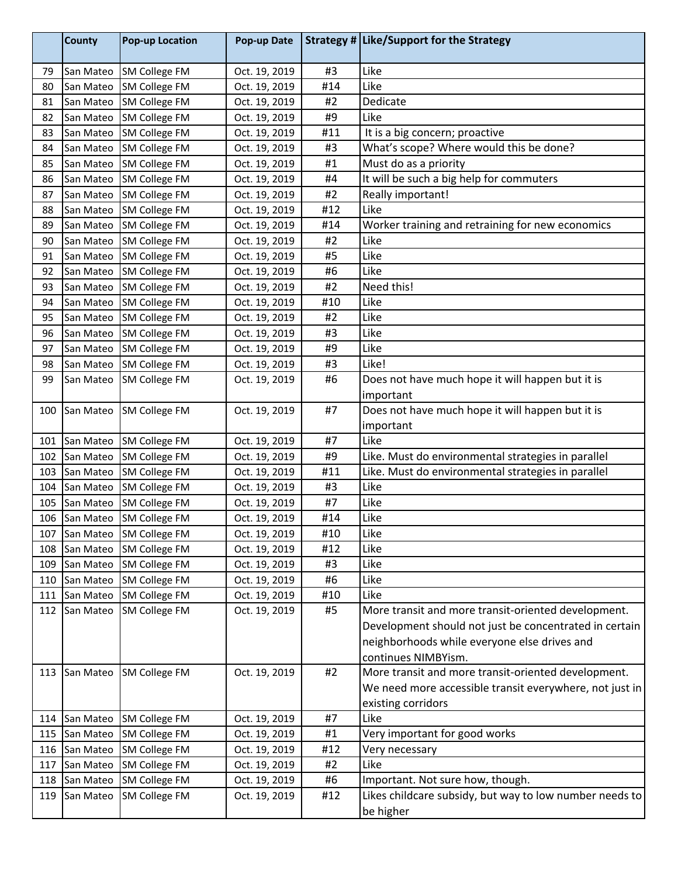|  | County | Pop-up Location | Pop-up Date | Strategy # | Like/Support for the Strategy |
|---|---|---|---|---|---|
| 79 | San Mateo | SM College FM | Oct. 19, 2019 | #3 | Like |
| 80 | San Mateo | SM College FM | Oct. 19, 2019 | #14 | Like |
| 81 | San Mateo | SM College FM | Oct. 19, 2019 | #2 | Dedicate |
| 82 | San Mateo | SM College FM | Oct. 19, 2019 | #9 | Like |
| 83 | San Mateo | SM College FM | Oct. 19, 2019 | #11 | It is a big concern; proactive |
| 84 | San Mateo | SM College FM | Oct. 19, 2019 | #3 | What's scope? Where would this be done? |
| 85 | San Mateo | SM College FM | Oct. 19, 2019 | #1 | Must do as a priority |
| 86 | San Mateo | SM College FM | Oct. 19, 2019 | #4 | It will be such a big help for commuters |
| 87 | San Mateo | SM College FM | Oct. 19, 2019 | #2 | Really important! |
| 88 | San Mateo | SM College FM | Oct. 19, 2019 | #12 | Like |
| 89 | San Mateo | SM College FM | Oct. 19, 2019 | #14 | Worker training and retraining for new economics |
| 90 | San Mateo | SM College FM | Oct. 19, 2019 | #2 | Like |
| 91 | San Mateo | SM College FM | Oct. 19, 2019 | #5 | Like |
| 92 | San Mateo | SM College FM | Oct. 19, 2019 | #6 | Like |
| 93 | San Mateo | SM College FM | Oct. 19, 2019 | #2 | Need this! |
| 94 | San Mateo | SM College FM | Oct. 19, 2019 | #10 | Like |
| 95 | San Mateo | SM College FM | Oct. 19, 2019 | #2 | Like |
| 96 | San Mateo | SM College FM | Oct. 19, 2019 | #3 | Like |
| 97 | San Mateo | SM College FM | Oct. 19, 2019 | #9 | Like |
| 98 | San Mateo | SM College FM | Oct. 19, 2019 | #3 | Like! |
| 99 | San Mateo | SM College FM | Oct. 19, 2019 | #6 | Does not have much hope it will happen but it is important |
| 100 | San Mateo | SM College FM | Oct. 19, 2019 | #7 | Does not have much hope it will happen but it is important |
| 101 | San Mateo | SM College FM | Oct. 19, 2019 | #7 | Like |
| 102 | San Mateo | SM College FM | Oct. 19, 2019 | #9 | Like. Must do environmental strategies in parallel |
| 103 | San Mateo | SM College FM | Oct. 19, 2019 | #11 | Like. Must do environmental strategies in parallel |
| 104 | San Mateo | SM College FM | Oct. 19, 2019 | #3 | Like |
| 105 | San Mateo | SM College FM | Oct. 19, 2019 | #7 | Like |
| 106 | San Mateo | SM College FM | Oct. 19, 2019 | #14 | Like |
| 107 | San Mateo | SM College FM | Oct. 19, 2019 | #10 | Like |
| 108 | San Mateo | SM College FM | Oct. 19, 2019 | #12 | Like |
| 109 | San Mateo | SM College FM | Oct. 19, 2019 | #3 | Like |
| 110 | San Mateo | SM College FM | Oct. 19, 2019 | #6 | Like |
| 111 | San Mateo | SM College FM | Oct. 19, 2019 | #10 | Like |
| 112 | San Mateo | SM College FM | Oct. 19, 2019 | #5 | More transit and more transit-oriented development. Development should not just be concentrated in certain neighborhoods while everyone else drives and continues NIMBYism. |
| 113 | San Mateo | SM College FM | Oct. 19, 2019 | #2 | More transit and more transit-oriented development. We need more accessible transit everywhere, not just in existing corridors |
| 114 | San Mateo | SM College FM | Oct. 19, 2019 | #7 | Like |
| 115 | San Mateo | SM College FM | Oct. 19, 2019 | #1 | Very important for good works |
| 116 | San Mateo | SM College FM | Oct. 19, 2019 | #12 | Very necessary |
| 117 | San Mateo | SM College FM | Oct. 19, 2019 | #2 | Like |
| 118 | San Mateo | SM College FM | Oct. 19, 2019 | #6 | Important. Not sure how, though. |
| 119 | San Mateo | SM College FM | Oct. 19, 2019 | #12 | Likes childcare subsidy, but way to low number needs to be higher |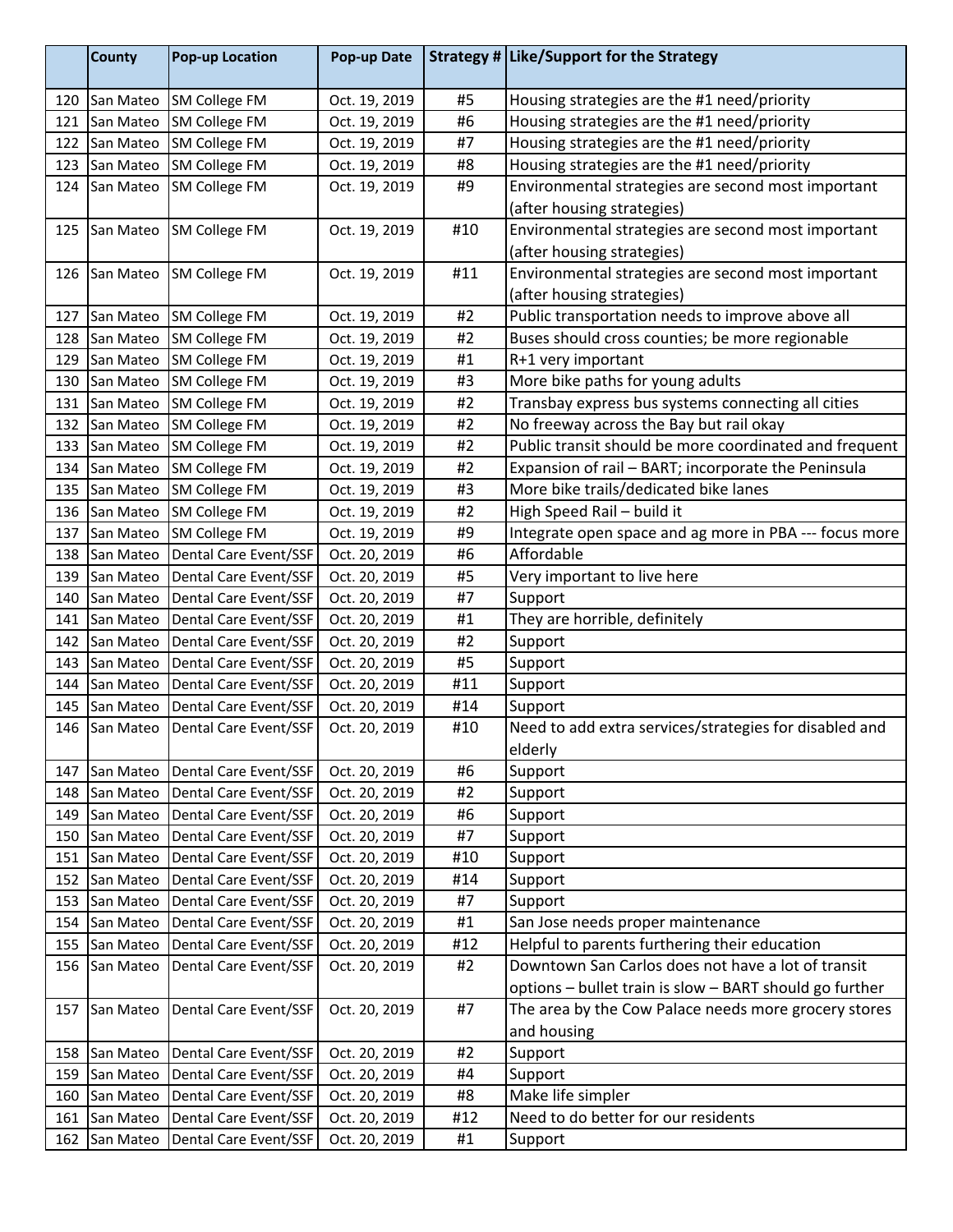|  | County | Pop-up Location | Pop-up Date | Strategy # | Like/Support for the Strategy |
|---|---|---|---|---|---|
| 120 | San Mateo | SM College FM | Oct. 19, 2019 | #5 | Housing strategies are the #1 need/priority |
| 121 | San Mateo | SM College FM | Oct. 19, 2019 | #6 | Housing strategies are the #1 need/priority |
| 122 | San Mateo | SM College FM | Oct. 19, 2019 | #7 | Housing strategies are the #1 need/priority |
| 123 | San Mateo | SM College FM | Oct. 19, 2019 | #8 | Housing strategies are the #1 need/priority |
| 124 | San Mateo | SM College FM | Oct. 19, 2019 | #9 | Environmental strategies are second most important (after housing strategies) |
| 125 | San Mateo | SM College FM | Oct. 19, 2019 | #10 | Environmental strategies are second most important (after housing strategies) |
| 126 | San Mateo | SM College FM | Oct. 19, 2019 | #11 | Environmental strategies are second most important (after housing strategies) |
| 127 | San Mateo | SM College FM | Oct. 19, 2019 | #2 | Public transportation needs to improve above all |
| 128 | San Mateo | SM College FM | Oct. 19, 2019 | #2 | Buses should cross counties; be more regionable |
| 129 | San Mateo | SM College FM | Oct. 19, 2019 | #1 | R+1 very important |
| 130 | San Mateo | SM College FM | Oct. 19, 2019 | #3 | More bike paths for young adults |
| 131 | San Mateo | SM College FM | Oct. 19, 2019 | #2 | Transbay express bus systems connecting all cities |
| 132 | San Mateo | SM College FM | Oct. 19, 2019 | #2 | No freeway across the Bay but rail okay |
| 133 | San Mateo | SM College FM | Oct. 19, 2019 | #2 | Public transit should be more coordinated and frequent |
| 134 | San Mateo | SM College FM | Oct. 19, 2019 | #2 | Expansion of rail – BART; incorporate the Peninsula |
| 135 | San Mateo | SM College FM | Oct. 19, 2019 | #3 | More bike trails/dedicated bike lanes |
| 136 | San Mateo | SM College FM | Oct. 19, 2019 | #2 | High Speed Rail – build it |
| 137 | San Mateo | SM College FM | Oct. 19, 2019 | #9 | Integrate open space and ag more in PBA --- focus more |
| 138 | San Mateo | Dental Care Event/SSF | Oct. 20, 2019 | #6 | Affordable |
| 139 | San Mateo | Dental Care Event/SSF | Oct. 20, 2019 | #5 | Very important to live here |
| 140 | San Mateo | Dental Care Event/SSF | Oct. 20, 2019 | #7 | Support |
| 141 | San Mateo | Dental Care Event/SSF | Oct. 20, 2019 | #1 | They are horrible, definitely |
| 142 | San Mateo | Dental Care Event/SSF | Oct. 20, 2019 | #2 | Support |
| 143 | San Mateo | Dental Care Event/SSF | Oct. 20, 2019 | #5 | Support |
| 144 | San Mateo | Dental Care Event/SSF | Oct. 20, 2019 | #11 | Support |
| 145 | San Mateo | Dental Care Event/SSF | Oct. 20, 2019 | #14 | Support |
| 146 | San Mateo | Dental Care Event/SSF | Oct. 20, 2019 | #10 | Need to add extra services/strategies for disabled and elderly |
| 147 | San Mateo | Dental Care Event/SSF | Oct. 20, 2019 | #6 | Support |
| 148 | San Mateo | Dental Care Event/SSF | Oct. 20, 2019 | #2 | Support |
| 149 | San Mateo | Dental Care Event/SSF | Oct. 20, 2019 | #6 | Support |
| 150 | San Mateo | Dental Care Event/SSF | Oct. 20, 2019 | #7 | Support |
| 151 | San Mateo | Dental Care Event/SSF | Oct. 20, 2019 | #10 | Support |
| 152 | San Mateo | Dental Care Event/SSF | Oct. 20, 2019 | #14 | Support |
| 153 | San Mateo | Dental Care Event/SSF | Oct. 20, 2019 | #7 | Support |
| 154 | San Mateo | Dental Care Event/SSF | Oct. 20, 2019 | #1 | San Jose needs proper maintenance |
| 155 | San Mateo | Dental Care Event/SSF | Oct. 20, 2019 | #12 | Helpful to parents furthering their education |
| 156 | San Mateo | Dental Care Event/SSF | Oct. 20, 2019 | #2 | Downtown San Carlos does not have a lot of transit options – bullet train is slow – BART should go further |
| 157 | San Mateo | Dental Care Event/SSF | Oct. 20, 2019 | #7 | The area by the Cow Palace needs more grocery stores and housing |
| 158 | San Mateo | Dental Care Event/SSF | Oct. 20, 2019 | #2 | Support |
| 159 | San Mateo | Dental Care Event/SSF | Oct. 20, 2019 | #4 | Support |
| 160 | San Mateo | Dental Care Event/SSF | Oct. 20, 2019 | #8 | Make life simpler |
| 161 | San Mateo | Dental Care Event/SSF | Oct. 20, 2019 | #12 | Need to do better for our residents |
| 162 | San Mateo | Dental Care Event/SSF | Oct. 20, 2019 | #1 | Support |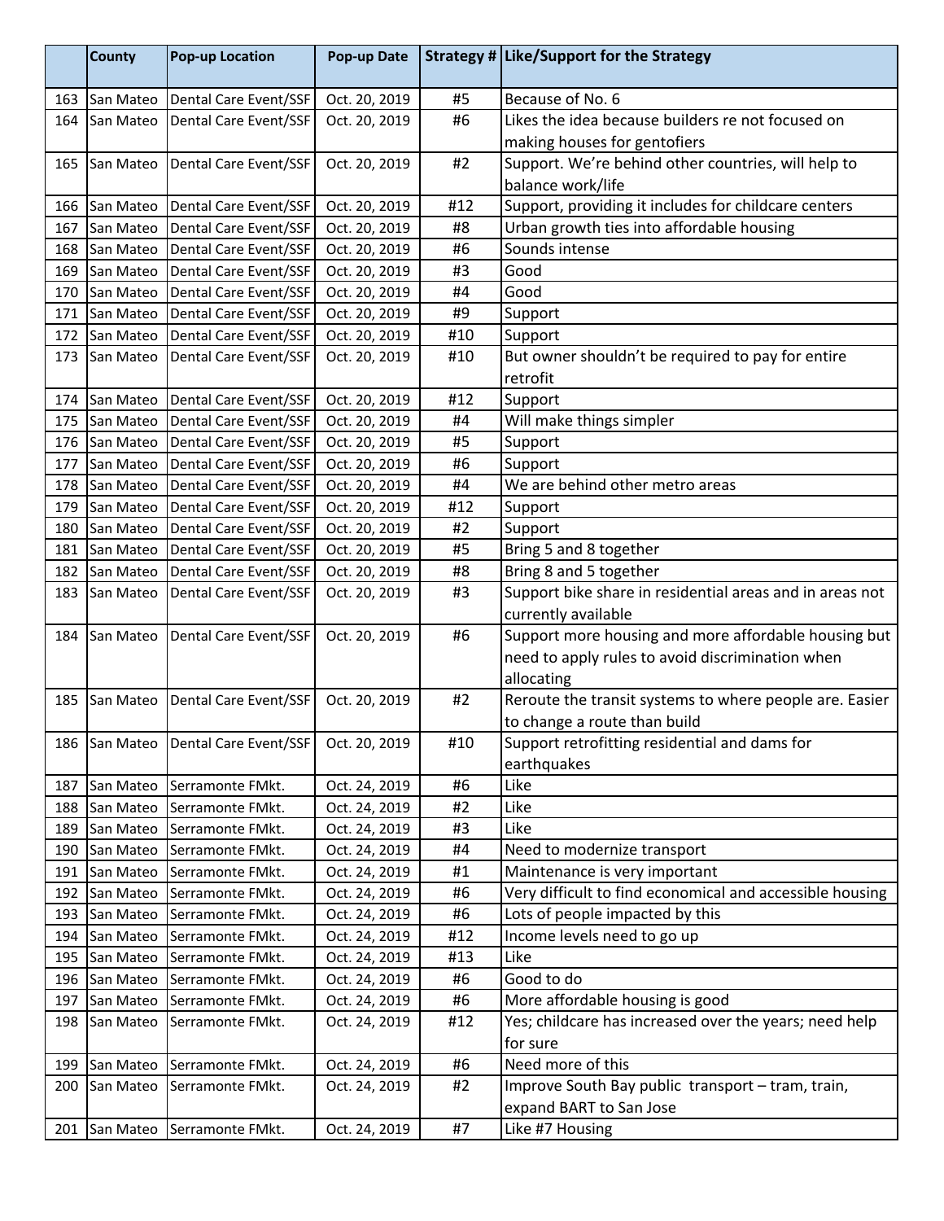| | County | Pop-up Location | Pop-up Date | Strategy # | Like/Support for the Strategy |
|---|---|---|---|---|---|
| 163 | San Mateo | Dental Care Event/SSF | Oct. 20, 2019 | #5 | Because of No. 6 |
| 164 | San Mateo | Dental Care Event/SSF | Oct. 20, 2019 | #6 | Likes the idea because builders re not focused on making houses for gentofiers |
| 165 | San Mateo | Dental Care Event/SSF | Oct. 20, 2019 | #2 | Support. We're behind other countries, will help to balance work/life |
| 166 | San Mateo | Dental Care Event/SSF | Oct. 20, 2019 | #12 | Support, providing it includes for childcare centers |
| 167 | San Mateo | Dental Care Event/SSF | Oct. 20, 2019 | #8 | Urban growth ties into affordable housing |
| 168 | San Mateo | Dental Care Event/SSF | Oct. 20, 2019 | #6 | Sounds intense |
| 169 | San Mateo | Dental Care Event/SSF | Oct. 20, 2019 | #3 | Good |
| 170 | San Mateo | Dental Care Event/SSF | Oct. 20, 2019 | #4 | Good |
| 171 | San Mateo | Dental Care Event/SSF | Oct. 20, 2019 | #9 | Support |
| 172 | San Mateo | Dental Care Event/SSF | Oct. 20, 2019 | #10 | Support |
| 173 | San Mateo | Dental Care Event/SSF | Oct. 20, 2019 | #10 | But owner shouldn't be required to pay for entire retrofit |
| 174 | San Mateo | Dental Care Event/SSF | Oct. 20, 2019 | #12 | Support |
| 175 | San Mateo | Dental Care Event/SSF | Oct. 20, 2019 | #4 | Will make things simpler |
| 176 | San Mateo | Dental Care Event/SSF | Oct. 20, 2019 | #5 | Support |
| 177 | San Mateo | Dental Care Event/SSF | Oct. 20, 2019 | #6 | Support |
| 178 | San Mateo | Dental Care Event/SSF | Oct. 20, 2019 | #4 | We are behind other metro areas |
| 179 | San Mateo | Dental Care Event/SSF | Oct. 20, 2019 | #12 | Support |
| 180 | San Mateo | Dental Care Event/SSF | Oct. 20, 2019 | #2 | Support |
| 181 | San Mateo | Dental Care Event/SSF | Oct. 20, 2019 | #5 | Bring 5 and 8 together |
| 182 | San Mateo | Dental Care Event/SSF | Oct. 20, 2019 | #8 | Bring 8 and 5 together |
| 183 | San Mateo | Dental Care Event/SSF | Oct. 20, 2019 | #3 | Support bike share in residential areas and in areas not currently available |
| 184 | San Mateo | Dental Care Event/SSF | Oct. 20, 2019 | #6 | Support more housing and more affordable housing but need to apply rules to avoid discrimination when allocating |
| 185 | San Mateo | Dental Care Event/SSF | Oct. 20, 2019 | #2 | Reroute the transit systems to where people are. Easier to change a route than build |
| 186 | San Mateo | Dental Care Event/SSF | Oct. 20, 2019 | #10 | Support retrofitting residential and dams for earthquakes |
| 187 | San Mateo | Serramonte FMkt. | Oct. 24, 2019 | #6 | Like |
| 188 | San Mateo | Serramonte FMkt. | Oct. 24, 2019 | #2 | Like |
| 189 | San Mateo | Serramonte FMkt. | Oct. 24, 2019 | #3 | Like |
| 190 | San Mateo | Serramonte FMkt. | Oct. 24, 2019 | #4 | Need to modernize transport |
| 191 | San Mateo | Serramonte FMkt. | Oct. 24, 2019 | #1 | Maintenance is very important |
| 192 | San Mateo | Serramonte FMkt. | Oct. 24, 2019 | #6 | Very difficult to find economical and accessible housing |
| 193 | San Mateo | Serramonte FMkt. | Oct. 24, 2019 | #6 | Lots of people impacted by this |
| 194 | San Mateo | Serramonte FMkt. | Oct. 24, 2019 | #12 | Income levels need to go up |
| 195 | San Mateo | Serramonte FMkt. | Oct. 24, 2019 | #13 | Like |
| 196 | San Mateo | Serramonte FMkt. | Oct. 24, 2019 | #6 | Good to do |
| 197 | San Mateo | Serramonte FMkt. | Oct. 24, 2019 | #6 | More affordable housing is good |
| 198 | San Mateo | Serramonte FMkt. | Oct. 24, 2019 | #12 | Yes; childcare has increased over the years; need help for sure |
| 199 | San Mateo | Serramonte FMkt. | Oct. 24, 2019 | #6 | Need more of this |
| 200 | San Mateo | Serramonte FMkt. | Oct. 24, 2019 | #2 | Improve South Bay public transport – tram, train, expand BART to San Jose |
| 201 | San Mateo | Serramonte FMkt. | Oct. 24, 2019 | #7 | Like #7 Housing |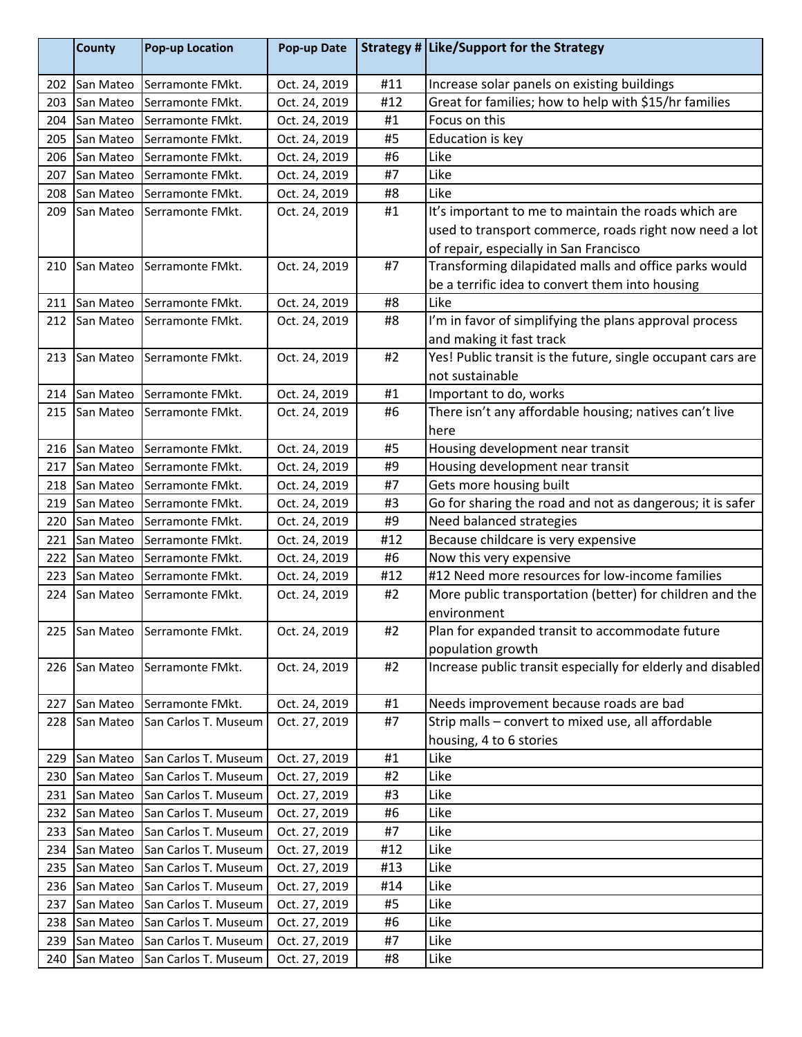| | County | Pop-up Location | Pop-up Date | Strategy # | Like/Support for the Strategy |
|---|---|---|---|---|---|
| 202 | San Mateo | Serramonte FMkt. | Oct. 24, 2019 | #11 | Increase solar panels on existing buildings |
| 203 | San Mateo | Serramonte FMkt. | Oct. 24, 2019 | #12 | Great for families; how to help with $15/hr families |
| 204 | San Mateo | Serramonte FMkt. | Oct. 24, 2019 | #1 | Focus on this |
| 205 | San Mateo | Serramonte FMkt. | Oct. 24, 2019 | #5 | Education is key |
| 206 | San Mateo | Serramonte FMkt. | Oct. 24, 2019 | #6 | Like |
| 207 | San Mateo | Serramonte FMkt. | Oct. 24, 2019 | #7 | Like |
| 208 | San Mateo | Serramonte FMkt. | Oct. 24, 2019 | #8 | Like |
| 209 | San Mateo | Serramonte FMkt. | Oct. 24, 2019 | #1 | It's important to me to maintain the roads which are used to transport commerce, roads right now need a lot of repair, especially in San Francisco |
| 210 | San Mateo | Serramonte FMkt. | Oct. 24, 2019 | #7 | Transforming dilapidated malls and office parks would be a terrific idea to convert them into housing |
| 211 | San Mateo | Serramonte FMkt. | Oct. 24, 2019 | #8 | Like |
| 212 | San Mateo | Serramonte FMkt. | Oct. 24, 2019 | #8 | I'm in favor of simplifying the plans approval process and making it fast track |
| 213 | San Mateo | Serramonte FMkt. | Oct. 24, 2019 | #2 | Yes! Public transit is the future, single occupant cars are not sustainable |
| 214 | San Mateo | Serramonte FMkt. | Oct. 24, 2019 | #1 | Important to do, works |
| 215 | San Mateo | Serramonte FMkt. | Oct. 24, 2019 | #6 | There isn't any affordable housing; natives can't live here |
| 216 | San Mateo | Serramonte FMkt. | Oct. 24, 2019 | #5 | Housing development near transit |
| 217 | San Mateo | Serramonte FMkt. | Oct. 24, 2019 | #9 | Housing development near transit |
| 218 | San Mateo | Serramonte FMkt. | Oct. 24, 2019 | #7 | Gets more housing built |
| 219 | San Mateo | Serramonte FMkt. | Oct. 24, 2019 | #3 | Go for sharing the road and not as dangerous; it is safer |
| 220 | San Mateo | Serramonte FMkt. | Oct. 24, 2019 | #9 | Need balanced strategies |
| 221 | San Mateo | Serramonte FMkt. | Oct. 24, 2019 | #12 | Because childcare is very expensive |
| 222 | San Mateo | Serramonte FMkt. | Oct. 24, 2019 | #6 | Now this very expensive |
| 223 | San Mateo | Serramonte FMkt. | Oct. 24, 2019 | #12 | #12 Need more resources for low-income families |
| 224 | San Mateo | Serramonte FMkt. | Oct. 24, 2019 | #2 | More public transportation (better) for children and the environment |
| 225 | San Mateo | Serramonte FMkt. | Oct. 24, 2019 | #2 | Plan for expanded transit to accommodate future population growth |
| 226 | San Mateo | Serramonte FMkt. | Oct. 24, 2019 | #2 | Increase public transit especially for elderly and disabled |
| 227 | San Mateo | Serramonte FMkt. | Oct. 24, 2019 | #1 | Needs improvement because roads are bad |
| 228 | San Mateo | San Carlos T. Museum | Oct. 27, 2019 | #7 | Strip malls – convert to mixed use, all affordable housing, 4 to 6 stories |
| 229 | San Mateo | San Carlos T. Museum | Oct. 27, 2019 | #1 | Like |
| 230 | San Mateo | San Carlos T. Museum | Oct. 27, 2019 | #2 | Like |
| 231 | San Mateo | San Carlos T. Museum | Oct. 27, 2019 | #3 | Like |
| 232 | San Mateo | San Carlos T. Museum | Oct. 27, 2019 | #6 | Like |
| 233 | San Mateo | San Carlos T. Museum | Oct. 27, 2019 | #7 | Like |
| 234 | San Mateo | San Carlos T. Museum | Oct. 27, 2019 | #12 | Like |
| 235 | San Mateo | San Carlos T. Museum | Oct. 27, 2019 | #13 | Like |
| 236 | San Mateo | San Carlos T. Museum | Oct. 27, 2019 | #14 | Like |
| 237 | San Mateo | San Carlos T. Museum | Oct. 27, 2019 | #5 | Like |
| 238 | San Mateo | San Carlos T. Museum | Oct. 27, 2019 | #6 | Like |
| 239 | San Mateo | San Carlos T. Museum | Oct. 27, 2019 | #7 | Like |
| 240 | San Mateo | San Carlos T. Museum | Oct. 27, 2019 | #8 | Like |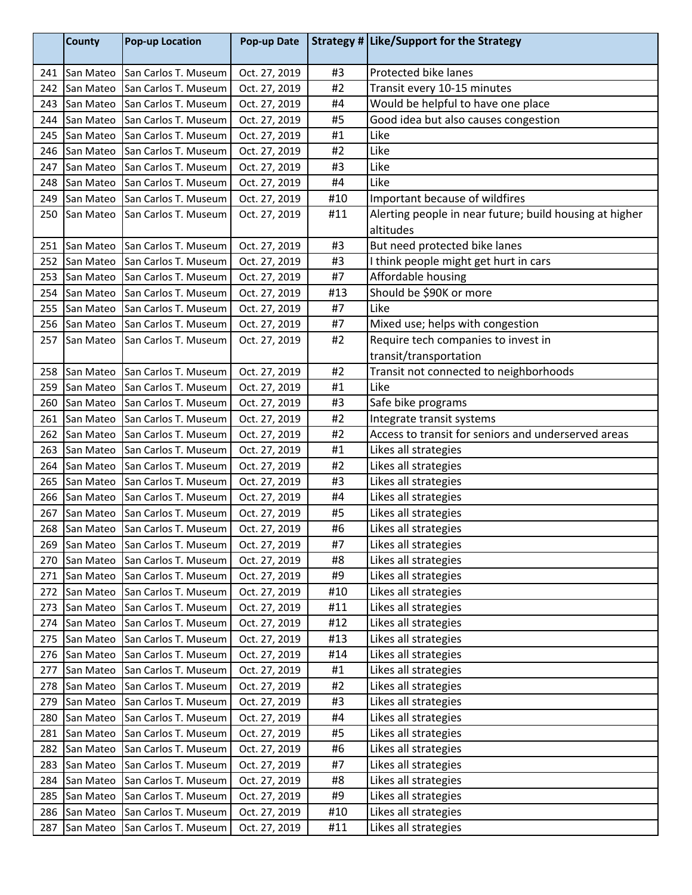| | County | Pop-up Location | Pop-up Date | Strategy # | Like/Support for the Strategy |
|---|---|---|---|---|---|
| 241 | San Mateo | San Carlos T. Museum | Oct. 27, 2019 | #3 | Protected bike lanes |
| 242 | San Mateo | San Carlos T. Museum | Oct. 27, 2019 | #2 | Transit every 10-15 minutes |
| 243 | San Mateo | San Carlos T. Museum | Oct. 27, 2019 | #4 | Would be helpful to have one place |
| 244 | San Mateo | San Carlos T. Museum | Oct. 27, 2019 | #5 | Good idea but also causes congestion |
| 245 | San Mateo | San Carlos T. Museum | Oct. 27, 2019 | #1 | Like |
| 246 | San Mateo | San Carlos T. Museum | Oct. 27, 2019 | #2 | Like |
| 247 | San Mateo | San Carlos T. Museum | Oct. 27, 2019 | #3 | Like |
| 248 | San Mateo | San Carlos T. Museum | Oct. 27, 2019 | #4 | Like |
| 249 | San Mateo | San Carlos T. Museum | Oct. 27, 2019 | #10 | Important because of wildfires |
| 250 | San Mateo | San Carlos T. Museum | Oct. 27, 2019 | #11 | Alerting people in near future; build housing at higher altitudes |
| 251 | San Mateo | San Carlos T. Museum | Oct. 27, 2019 | #3 | But need protected bike lanes |
| 252 | San Mateo | San Carlos T. Museum | Oct. 27, 2019 | #3 | I think people might get hurt in cars |
| 253 | San Mateo | San Carlos T. Museum | Oct. 27, 2019 | #7 | Affordable housing |
| 254 | San Mateo | San Carlos T. Museum | Oct. 27, 2019 | #13 | Should be $90K or more |
| 255 | San Mateo | San Carlos T. Museum | Oct. 27, 2019 | #7 | Like |
| 256 | San Mateo | San Carlos T. Museum | Oct. 27, 2019 | #7 | Mixed use; helps with congestion |
| 257 | San Mateo | San Carlos T. Museum | Oct. 27, 2019 | #2 | Require tech companies to invest in transit/transportation |
| 258 | San Mateo | San Carlos T. Museum | Oct. 27, 2019 | #2 | Transit not connected to neighborhoods |
| 259 | San Mateo | San Carlos T. Museum | Oct. 27, 2019 | #1 | Like |
| 260 | San Mateo | San Carlos T. Museum | Oct. 27, 2019 | #3 | Safe bike programs |
| 261 | San Mateo | San Carlos T. Museum | Oct. 27, 2019 | #2 | Integrate transit systems |
| 262 | San Mateo | San Carlos T. Museum | Oct. 27, 2019 | #2 | Access to transit for seniors and underserved areas |
| 263 | San Mateo | San Carlos T. Museum | Oct. 27, 2019 | #1 | Likes all strategies |
| 264 | San Mateo | San Carlos T. Museum | Oct. 27, 2019 | #2 | Likes all strategies |
| 265 | San Mateo | San Carlos T. Museum | Oct. 27, 2019 | #3 | Likes all strategies |
| 266 | San Mateo | San Carlos T. Museum | Oct. 27, 2019 | #4 | Likes all strategies |
| 267 | San Mateo | San Carlos T. Museum | Oct. 27, 2019 | #5 | Likes all strategies |
| 268 | San Mateo | San Carlos T. Museum | Oct. 27, 2019 | #6 | Likes all strategies |
| 269 | San Mateo | San Carlos T. Museum | Oct. 27, 2019 | #7 | Likes all strategies |
| 270 | San Mateo | San Carlos T. Museum | Oct. 27, 2019 | #8 | Likes all strategies |
| 271 | San Mateo | San Carlos T. Museum | Oct. 27, 2019 | #9 | Likes all strategies |
| 272 | San Mateo | San Carlos T. Museum | Oct. 27, 2019 | #10 | Likes all strategies |
| 273 | San Mateo | San Carlos T. Museum | Oct. 27, 2019 | #11 | Likes all strategies |
| 274 | San Mateo | San Carlos T. Museum | Oct. 27, 2019 | #12 | Likes all strategies |
| 275 | San Mateo | San Carlos T. Museum | Oct. 27, 2019 | #13 | Likes all strategies |
| 276 | San Mateo | San Carlos T. Museum | Oct. 27, 2019 | #14 | Likes all strategies |
| 277 | San Mateo | San Carlos T. Museum | Oct. 27, 2019 | #1 | Likes all strategies |
| 278 | San Mateo | San Carlos T. Museum | Oct. 27, 2019 | #2 | Likes all strategies |
| 279 | San Mateo | San Carlos T. Museum | Oct. 27, 2019 | #3 | Likes all strategies |
| 280 | San Mateo | San Carlos T. Museum | Oct. 27, 2019 | #4 | Likes all strategies |
| 281 | San Mateo | San Carlos T. Museum | Oct. 27, 2019 | #5 | Likes all strategies |
| 282 | San Mateo | San Carlos T. Museum | Oct. 27, 2019 | #6 | Likes all strategies |
| 283 | San Mateo | San Carlos T. Museum | Oct. 27, 2019 | #7 | Likes all strategies |
| 284 | San Mateo | San Carlos T. Museum | Oct. 27, 2019 | #8 | Likes all strategies |
| 285 | San Mateo | San Carlos T. Museum | Oct. 27, 2019 | #9 | Likes all strategies |
| 286 | San Mateo | San Carlos T. Museum | Oct. 27, 2019 | #10 | Likes all strategies |
| 287 | San Mateo | San Carlos T. Museum | Oct. 27, 2019 | #11 | Likes all strategies |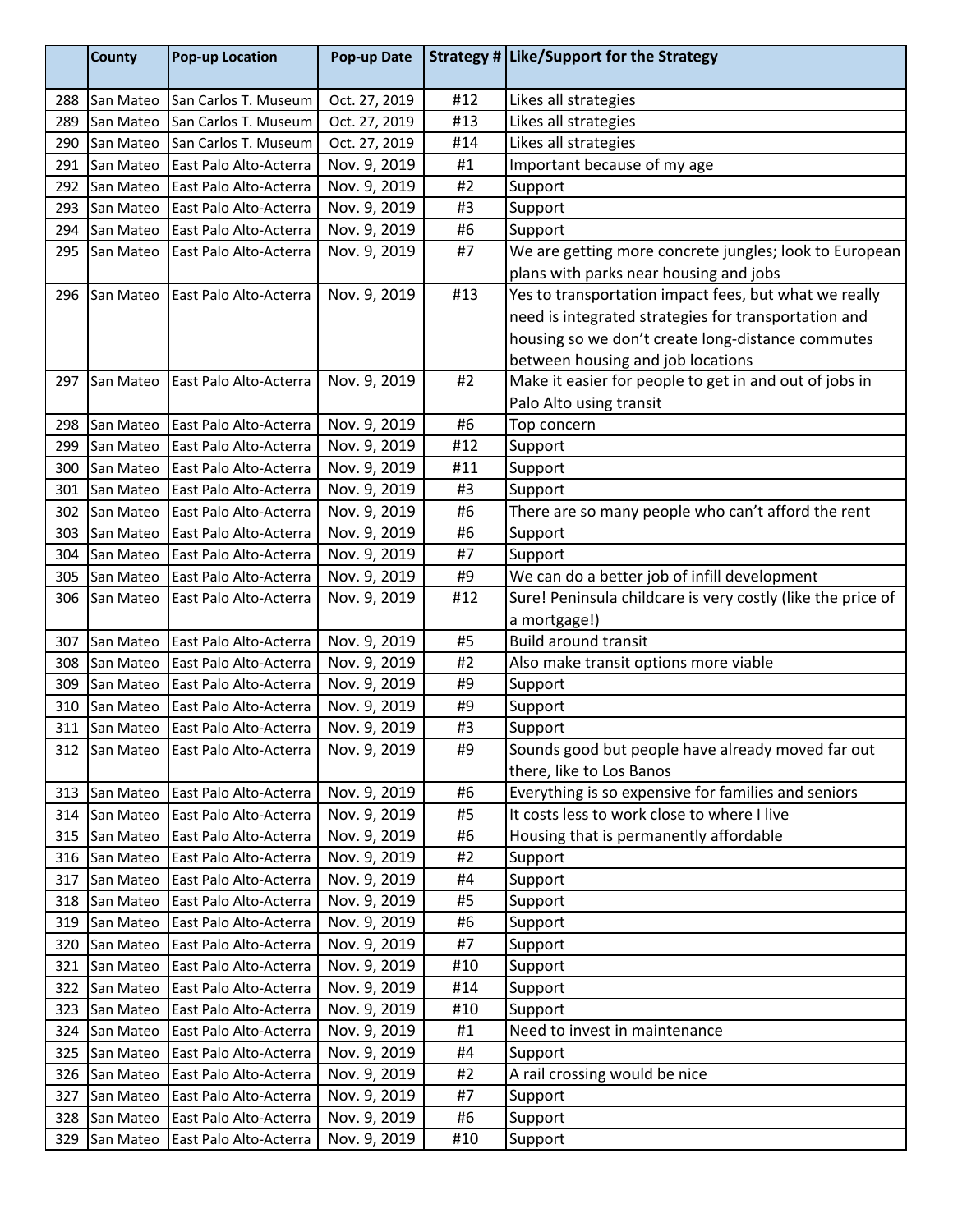| | County | Pop-up Location | Pop-up Date | Strategy # | Like/Support for the Strategy |
|---|---|---|---|---|---|
| 288 | San Mateo | San Carlos T. Museum | Oct. 27, 2019 | #12 | Likes all strategies |
| 289 | San Mateo | San Carlos T. Museum | Oct. 27, 2019 | #13 | Likes all strategies |
| 290 | San Mateo | San Carlos T. Museum | Oct. 27, 2019 | #14 | Likes all strategies |
| 291 | San Mateo | East Palo Alto-Acterra | Nov. 9, 2019 | #1 | Important because of my age |
| 292 | San Mateo | East Palo Alto-Acterra | Nov. 9, 2019 | #2 | Support |
| 293 | San Mateo | East Palo Alto-Acterra | Nov. 9, 2019 | #3 | Support |
| 294 | San Mateo | East Palo Alto-Acterra | Nov. 9, 2019 | #6 | Support |
| 295 | San Mateo | East Palo Alto-Acterra | Nov. 9, 2019 | #7 | We are getting more concrete jungles; look to European plans with parks near housing and jobs |
| 296 | San Mateo | East Palo Alto-Acterra | Nov. 9, 2019 | #13 | Yes to transportation impact fees, but what we really need is integrated strategies for transportation and housing so we don't create long-distance commutes between housing and job locations |
| 297 | San Mateo | East Palo Alto-Acterra | Nov. 9, 2019 | #2 | Make it easier for people to get in and out of jobs in Palo Alto using transit |
| 298 | San Mateo | East Palo Alto-Acterra | Nov. 9, 2019 | #6 | Top concern |
| 299 | San Mateo | East Palo Alto-Acterra | Nov. 9, 2019 | #12 | Support |
| 300 | San Mateo | East Palo Alto-Acterra | Nov. 9, 2019 | #11 | Support |
| 301 | San Mateo | East Palo Alto-Acterra | Nov. 9, 2019 | #3 | Support |
| 302 | San Mateo | East Palo Alto-Acterra | Nov. 9, 2019 | #6 | There are so many people who can't afford the rent |
| 303 | San Mateo | East Palo Alto-Acterra | Nov. 9, 2019 | #6 | Support |
| 304 | San Mateo | East Palo Alto-Acterra | Nov. 9, 2019 | #7 | Support |
| 305 | San Mateo | East Palo Alto-Acterra | Nov. 9, 2019 | #9 | We can do a better job of infill development |
| 306 | San Mateo | East Palo Alto-Acterra | Nov. 9, 2019 | #12 | Sure! Peninsula childcare is very costly (like the price of a mortgage!) |
| 307 | San Mateo | East Palo Alto-Acterra | Nov. 9, 2019 | #5 | Build around transit |
| 308 | San Mateo | East Palo Alto-Acterra | Nov. 9, 2019 | #2 | Also make transit options more viable |
| 309 | San Mateo | East Palo Alto-Acterra | Nov. 9, 2019 | #9 | Support |
| 310 | San Mateo | East Palo Alto-Acterra | Nov. 9, 2019 | #9 | Support |
| 311 | San Mateo | East Palo Alto-Acterra | Nov. 9, 2019 | #3 | Support |
| 312 | San Mateo | East Palo Alto-Acterra | Nov. 9, 2019 | #9 | Sounds good but people have already moved far out there, like to Los Banos |
| 313 | San Mateo | East Palo Alto-Acterra | Nov. 9, 2019 | #6 | Everything is so expensive for families and seniors |
| 314 | San Mateo | East Palo Alto-Acterra | Nov. 9, 2019 | #5 | It costs less to work close to where I live |
| 315 | San Mateo | East Palo Alto-Acterra | Nov. 9, 2019 | #6 | Housing that is permanently affordable |
| 316 | San Mateo | East Palo Alto-Acterra | Nov. 9, 2019 | #2 | Support |
| 317 | San Mateo | East Palo Alto-Acterra | Nov. 9, 2019 | #4 | Support |
| 318 | San Mateo | East Palo Alto-Acterra | Nov. 9, 2019 | #5 | Support |
| 319 | San Mateo | East Palo Alto-Acterra | Nov. 9, 2019 | #6 | Support |
| 320 | San Mateo | East Palo Alto-Acterra | Nov. 9, 2019 | #7 | Support |
| 321 | San Mateo | East Palo Alto-Acterra | Nov. 9, 2019 | #10 | Support |
| 322 | San Mateo | East Palo Alto-Acterra | Nov. 9, 2019 | #14 | Support |
| 323 | San Mateo | East Palo Alto-Acterra | Nov. 9, 2019 | #10 | Support |
| 324 | San Mateo | East Palo Alto-Acterra | Nov. 9, 2019 | #1 | Need to invest in maintenance |
| 325 | San Mateo | East Palo Alto-Acterra | Nov. 9, 2019 | #4 | Support |
| 326 | San Mateo | East Palo Alto-Acterra | Nov. 9, 2019 | #2 | A rail crossing would be nice |
| 327 | San Mateo | East Palo Alto-Acterra | Nov. 9, 2019 | #7 | Support |
| 328 | San Mateo | East Palo Alto-Acterra | Nov. 9, 2019 | #6 | Support |
| 329 | San Mateo | East Palo Alto-Acterra | Nov. 9, 2019 | #10 | Support |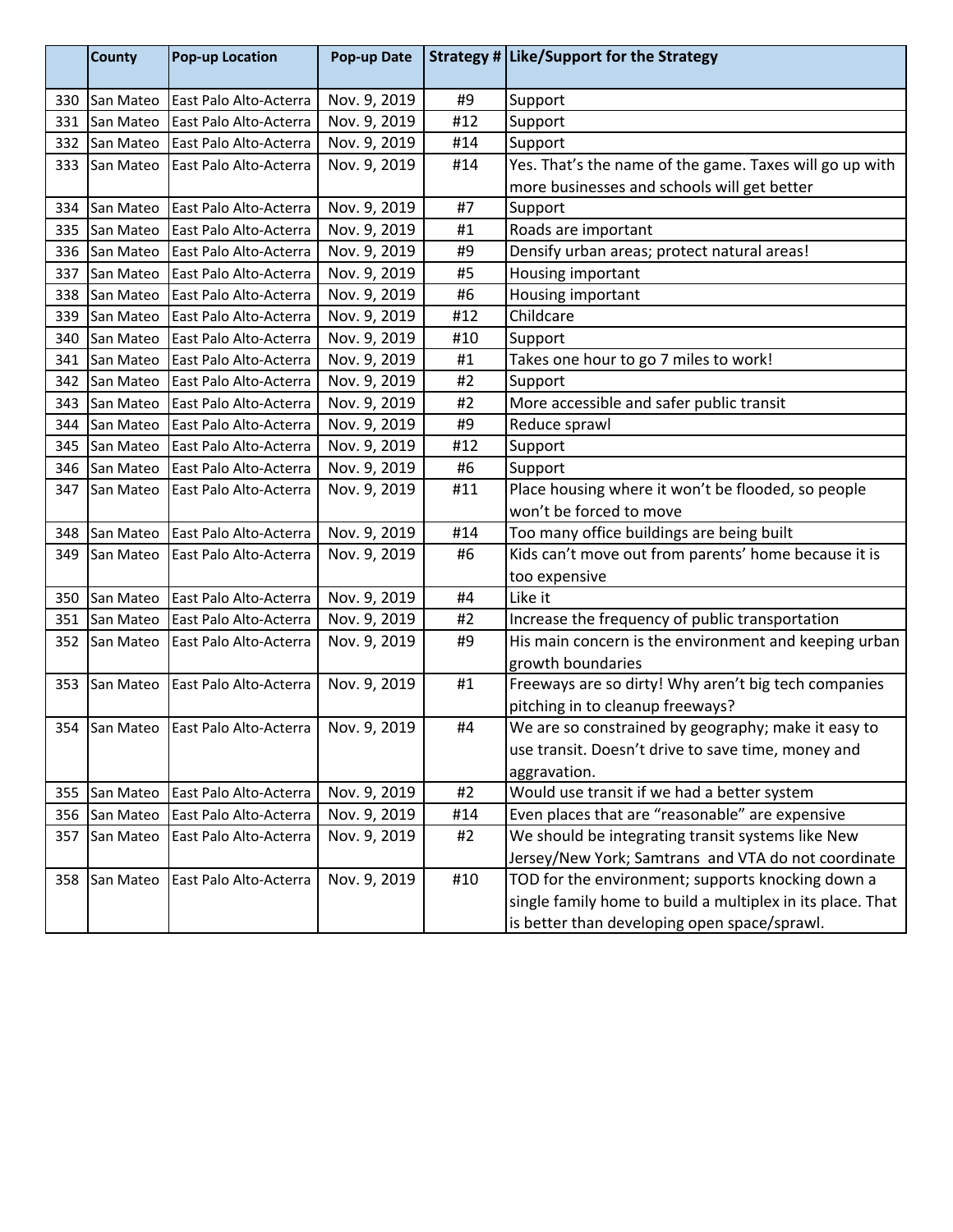| | County | Pop-up Location | Pop-up Date | Strategy # | Like/Support for the Strategy |
|---|---|---|---|---|---|
| 330 | San Mateo | East Palo Alto-Acterra | Nov. 9, 2019 | #9 | Support |
| 331 | San Mateo | East Palo Alto-Acterra | Nov. 9, 2019 | #12 | Support |
| 332 | San Mateo | East Palo Alto-Acterra | Nov. 9, 2019 | #14 | Support |
| 333 | San Mateo | East Palo Alto-Acterra | Nov. 9, 2019 | #14 | Yes. That's the name of the game. Taxes will go up with more businesses and schools will get better |
| 334 | San Mateo | East Palo Alto-Acterra | Nov. 9, 2019 | #7 | Support |
| 335 | San Mateo | East Palo Alto-Acterra | Nov. 9, 2019 | #1 | Roads are important |
| 336 | San Mateo | East Palo Alto-Acterra | Nov. 9, 2019 | #9 | Densify urban areas; protect natural areas! |
| 337 | San Mateo | East Palo Alto-Acterra | Nov. 9, 2019 | #5 | Housing important |
| 338 | San Mateo | East Palo Alto-Acterra | Nov. 9, 2019 | #6 | Housing important |
| 339 | San Mateo | East Palo Alto-Acterra | Nov. 9, 2019 | #12 | Childcare |
| 340 | San Mateo | East Palo Alto-Acterra | Nov. 9, 2019 | #10 | Support |
| 341 | San Mateo | East Palo Alto-Acterra | Nov. 9, 2019 | #1 | Takes one hour to go 7 miles to work! |
| 342 | San Mateo | East Palo Alto-Acterra | Nov. 9, 2019 | #2 | Support |
| 343 | San Mateo | East Palo Alto-Acterra | Nov. 9, 2019 | #2 | More accessible and safer public transit |
| 344 | San Mateo | East Palo Alto-Acterra | Nov. 9, 2019 | #9 | Reduce sprawl |
| 345 | San Mateo | East Palo Alto-Acterra | Nov. 9, 2019 | #12 | Support |
| 346 | San Mateo | East Palo Alto-Acterra | Nov. 9, 2019 | #6 | Support |
| 347 | San Mateo | East Palo Alto-Acterra | Nov. 9, 2019 | #11 | Place housing where it won't be flooded, so people won't be forced to move |
| 348 | San Mateo | East Palo Alto-Acterra | Nov. 9, 2019 | #14 | Too many office buildings are being built |
| 349 | San Mateo | East Palo Alto-Acterra | Nov. 9, 2019 | #6 | Kids can't move out from parents' home because it is too expensive |
| 350 | San Mateo | East Palo Alto-Acterra | Nov. 9, 2019 | #4 | Like it |
| 351 | San Mateo | East Palo Alto-Acterra | Nov. 9, 2019 | #2 | Increase the frequency of public transportation |
| 352 | San Mateo | East Palo Alto-Acterra | Nov. 9, 2019 | #9 | His main concern is the environment and keeping urban growth boundaries |
| 353 | San Mateo | East Palo Alto-Acterra | Nov. 9, 2019 | #1 | Freeways are so dirty! Why aren't big tech companies pitching in to cleanup freeways? |
| 354 | San Mateo | East Palo Alto-Acterra | Nov. 9, 2019 | #4 | We are so constrained by geography; make it easy to use transit. Doesn't drive to save time, money and aggravation. |
| 355 | San Mateo | East Palo Alto-Acterra | Nov. 9, 2019 | #2 | Would use transit if we had a better system |
| 356 | San Mateo | East Palo Alto-Acterra | Nov. 9, 2019 | #14 | Even places that are "reasonable" are expensive |
| 357 | San Mateo | East Palo Alto-Acterra | Nov. 9, 2019 | #2 | We should be integrating transit systems like New Jersey/New York; Samtrans and VTA do not coordinate |
| 358 | San Mateo | East Palo Alto-Acterra | Nov. 9, 2019 | #10 | TOD for the environment; supports knocking down a single family home to build a multiplex in its place. That is better than developing open space/sprawl. |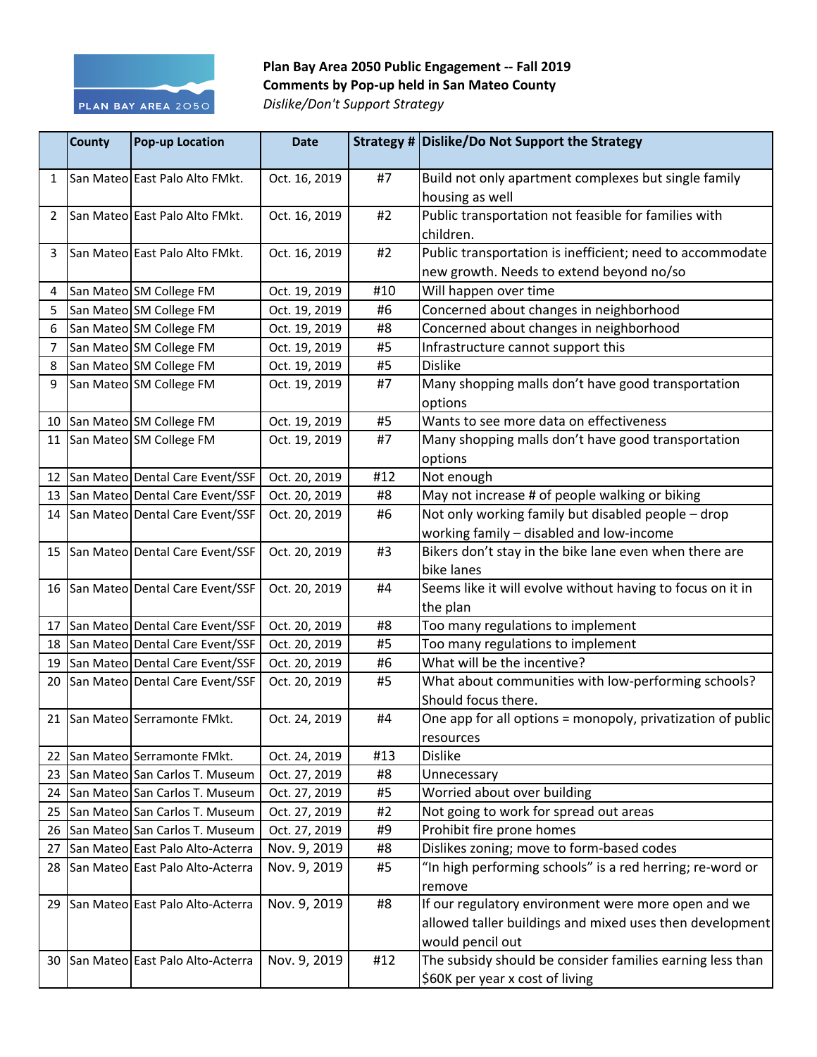**Plan Bay Area 2050 Public Engagement -- Fall 2019**
**Comments by Pop-up held in San Mateo County**
*Dislike/Don't Support Strategy*

| | County | Pop-up Location | Date | Strategy # | Dislike/Do Not Support the Strategy |
|---|---|---|---|---|---|
| 1 | San Mateo | East Palo Alto FMkt. | Oct. 16, 2019 | #7 | Build not only apartment complexes but single family housing as well |
| 2 | San Mateo | East Palo Alto FMkt. | Oct. 16, 2019 | #2 | Public transportation not feasible for families with children. |
| 3 | San Mateo | East Palo Alto FMkt. | Oct. 16, 2019 | #2 | Public transportation is inefficient; need to accommodate new growth. Needs to extend beyond no/so |
| 4 | San Mateo | SM College FM | Oct. 19, 2019 | #10 | Will happen over time |
| 5 | San Mateo | SM College FM | Oct. 19, 2019 | #6 | Concerned about changes in neighborhood |
| 6 | San Mateo | SM College FM | Oct. 19, 2019 | #8 | Concerned about changes in neighborhood |
| 7 | San Mateo | SM College FM | Oct. 19, 2019 | #5 | Infrastructure cannot support this |
| 8 | San Mateo | SM College FM | Oct. 19, 2019 | #5 | Dislike |
| 9 | San Mateo | SM College FM | Oct. 19, 2019 | #7 | Many shopping malls don't have good transportation options |
| 10 | San Mateo | SM College FM | Oct. 19, 2019 | #5 | Wants to see more data on effectiveness |
| 11 | San Mateo | SM College FM | Oct. 19, 2019 | #7 | Many shopping malls don't have good transportation options |
| 12 | San Mateo | Dental Care Event/SSF | Oct. 20, 2019 | #12 | Not enough |
| 13 | San Mateo | Dental Care Event/SSF | Oct. 20, 2019 | #8 | May not increase # of people walking or biking |
| 14 | San Mateo | Dental Care Event/SSF | Oct. 20, 2019 | #6 | Not only working family but disabled people – drop working family – disabled and low-income |
| 15 | San Mateo | Dental Care Event/SSF | Oct. 20, 2019 | #3 | Bikers don't stay in the bike lane even when there are bike lanes |
| 16 | San Mateo | Dental Care Event/SSF | Oct. 20, 2019 | #4 | Seems like it will evolve without having to focus on it in the plan |
| 17 | San Mateo | Dental Care Event/SSF | Oct. 20, 2019 | #8 | Too many regulations to implement |
| 18 | San Mateo | Dental Care Event/SSF | Oct. 20, 2019 | #5 | Too many regulations to implement |
| 19 | San Mateo | Dental Care Event/SSF | Oct. 20, 2019 | #6 | What will be the incentive? |
| 20 | San Mateo | Dental Care Event/SSF | Oct. 20, 2019 | #5 | What about communities with low-performing schools? Should focus there. |
| 21 | San Mateo | Serramonte FMkt. | Oct. 24, 2019 | #4 | One app for all options = monopoly, privatization of public resources |
| 22 | San Mateo | Serramonte FMkt. | Oct. 24, 2019 | #13 | Dislike |
| 23 | San Mateo | San Carlos T. Museum | Oct. 27, 2019 | #8 | Unnecessary |
| 24 | San Mateo | San Carlos T. Museum | Oct. 27, 2019 | #5 | Worried about over building |
| 25 | San Mateo | San Carlos T. Museum | Oct. 27, 2019 | #2 | Not going to work for spread out areas |
| 26 | San Mateo | San Carlos T. Museum | Oct. 27, 2019 | #9 | Prohibit fire prone homes |
| 27 | San Mateo | East Palo Alto-Acterra | Nov. 9, 2019 | #8 | Dislikes zoning; move to form-based codes |
| 28 | San Mateo | East Palo Alto-Acterra | Nov. 9, 2019 | #5 | "In high performing schools" is a red herring; re-word or remove |
| 29 | San Mateo | East Palo Alto-Acterra | Nov. 9, 2019 | #8 | If our regulatory environment were more open and we allowed taller buildings and mixed uses then development would pencil out |
| 30 | San Mateo | East Palo Alto-Acterra | Nov. 9, 2019 | #12 | The subsidy should be consider families earning less than $60K per year x cost of living |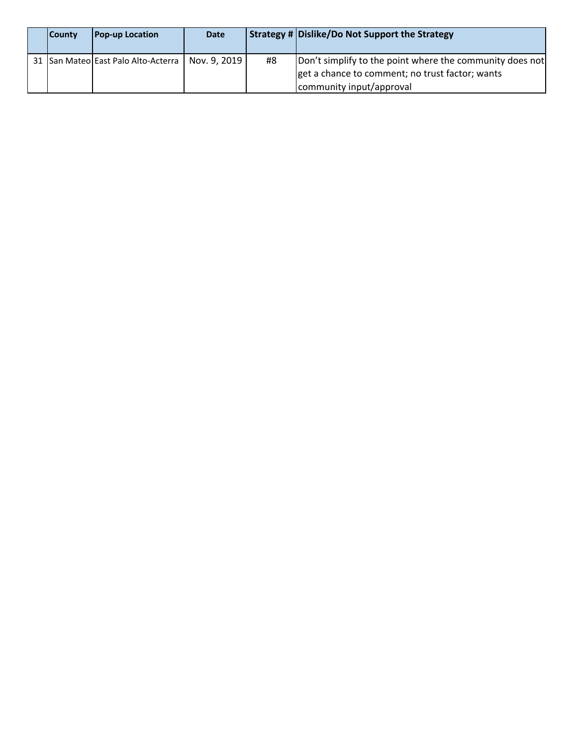| | County | Pop-up Location | Date | Strategy # | Dislike/Do Not Support the Strategy |
|---|---|---|---|---|---|
| 31 | San Mateo | East Palo Alto-Acterra | Nov. 9, 2019 | #8 | Don't simplify to the point where the community does not get a chance to comment; no trust factor; wants community input/approval |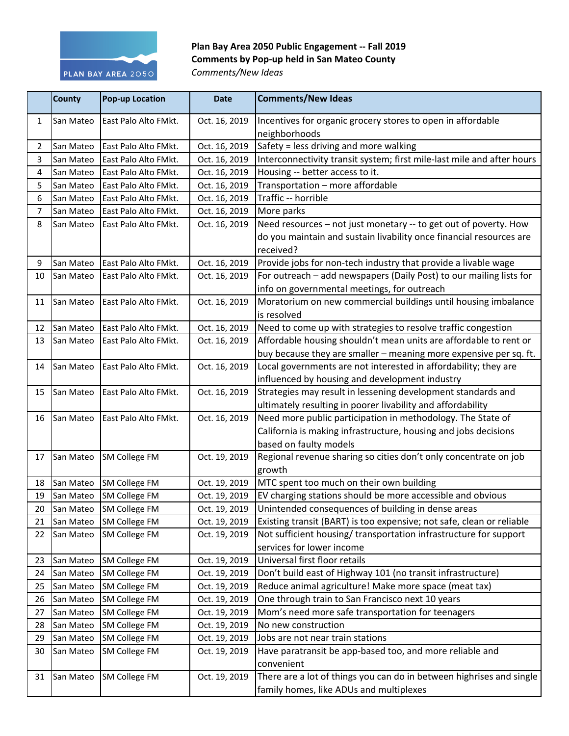**Plan Bay Area 2050 Public Engagement -- Fall 2019**
**Comments by Pop-up held in San Mateo County**
*Comments/New Ideas*

| | County | Pop-up Location | Date | Comments/New Ideas |
|---|---|---|---|---|
| 1 | San Mateo | East Palo Alto FMkt. | Oct. 16, 2019 | Incentives for organic grocery stores to open in affordable neighborhoods |
| 2 | San Mateo | East Palo Alto FMkt. | Oct. 16, 2019 | Safety = less driving and more walking |
| 3 | San Mateo | East Palo Alto FMkt. | Oct. 16, 2019 | Interconnectivity transit system; first mile-last mile and after hours |
| 4 | San Mateo | East Palo Alto FMkt. | Oct. 16, 2019 | Housing -- better access to it. |
| 5 | San Mateo | East Palo Alto FMkt. | Oct. 16, 2019 | Transportation – more affordable |
| 6 | San Mateo | East Palo Alto FMkt. | Oct. 16, 2019 | Traffic -- horrible |
| 7 | San Mateo | East Palo Alto FMkt. | Oct. 16, 2019 | More parks |
| 8 | San Mateo | East Palo Alto FMkt. | Oct. 16, 2019 | Need resources – not just monetary -- to get out of poverty. How do you maintain and sustain livability once financial resources are received? |
| 9 | San Mateo | East Palo Alto FMkt. | Oct. 16, 2019 | Provide jobs for non-tech industry that provide a livable wage |
| 10 | San Mateo | East Palo Alto FMkt. | Oct. 16, 2019 | For outreach – add newspapers (Daily Post) to our mailing lists for info on governmental meetings, for outreach |
| 11 | San Mateo | East Palo Alto FMkt. | Oct. 16, 2019 | Moratorium on new commercial buildings until housing imbalance is resolved |
| 12 | San Mateo | East Palo Alto FMkt. | Oct. 16, 2019 | Need to come up with strategies to resolve traffic congestion |
| 13 | San Mateo | East Palo Alto FMkt. | Oct. 16, 2019 | Affordable housing shouldn't mean units are affordable to rent or buy because they are smaller – meaning more expensive per sq. ft. |
| 14 | San Mateo | East Palo Alto FMkt. | Oct. 16, 2019 | Local governments are not interested in affordability; they are influenced by housing and development industry |
| 15 | San Mateo | East Palo Alto FMkt. | Oct. 16, 2019 | Strategies may result in lessening development standards and ultimately resulting in poorer livability and affordability |
| 16 | San Mateo | East Palo Alto FMkt. | Oct. 16, 2019 | Need more public participation in methodology. The State of California is making infrastructure, housing and jobs decisions based on faulty models |
| 17 | San Mateo | SM College FM | Oct. 19, 2019 | Regional revenue sharing so cities don't only concentrate on job growth |
| 18 | San Mateo | SM College FM | Oct. 19, 2019 | MTC spent too much on their own building |
| 19 | San Mateo | SM College FM | Oct. 19, 2019 | EV charging stations should be more accessible and obvious |
| 20 | San Mateo | SM College FM | Oct. 19, 2019 | Unintended consequences of building in dense areas |
| 21 | San Mateo | SM College FM | Oct. 19, 2019 | Existing transit (BART) is too expensive; not safe, clean or reliable |
| 22 | San Mateo | SM College FM | Oct. 19, 2019 | Not sufficient housing/ transportation infrastructure for support services for lower income |
| 23 | San Mateo | SM College FM | Oct. 19, 2019 | Universal first floor retails |
| 24 | San Mateo | SM College FM | Oct. 19, 2019 | Don't build east of Highway 101 (no transit infrastructure) |
| 25 | San Mateo | SM College FM | Oct. 19, 2019 | Reduce animal agriculture! Make more space (meat tax) |
| 26 | San Mateo | SM College FM | Oct. 19, 2019 | One through train to San Francisco next 10 years |
| 27 | San Mateo | SM College FM | Oct. 19, 2019 | Mom's need more safe transportation for teenagers |
| 28 | San Mateo | SM College FM | Oct. 19, 2019 | No new construction |
| 29 | San Mateo | SM College FM | Oct. 19, 2019 | Jobs are not near train stations |
| 30 | San Mateo | SM College FM | Oct. 19, 2019 | Have paratransit be app-based too, and more reliable and convenient |
| 31 | San Mateo | SM College FM | Oct. 19, 2019 | There are a lot of things you can do in between highrises and single family homes, like ADUs and multiplexes |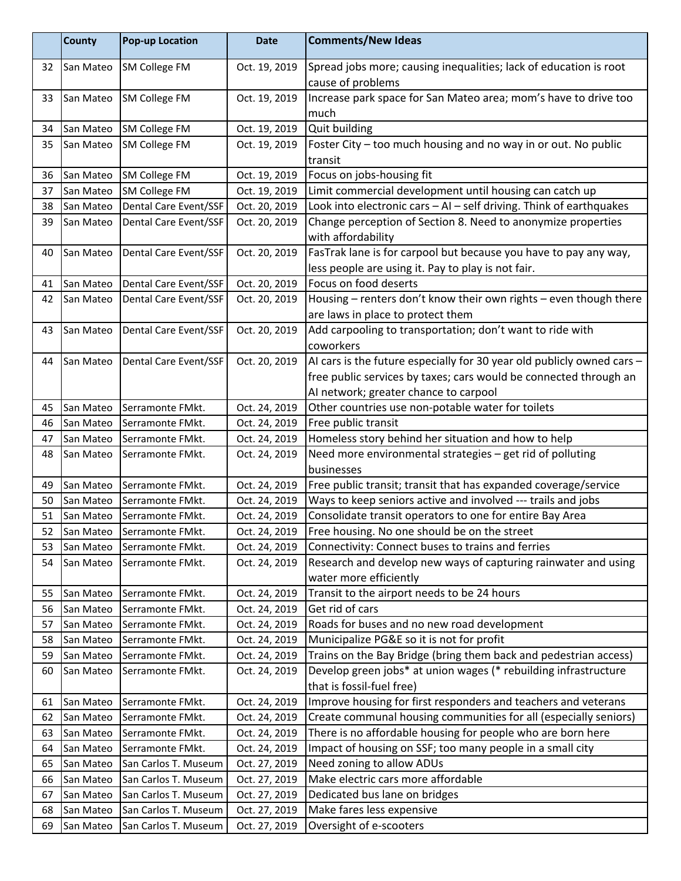| | County | Pop-up Location | Date | Comments/New Ideas |
|---|---|---|---|---|
| 32 | San Mateo | SM College FM | Oct. 19, 2019 | Spread jobs more; causing inequalities; lack of education is root cause of problems |
| 33 | San Mateo | SM College FM | Oct. 19, 2019 | Increase park space for San Mateo area; mom's have to drive too much |
| 34 | San Mateo | SM College FM | Oct. 19, 2019 | Quit building |
| 35 | San Mateo | SM College FM | Oct. 19, 2019 | Foster City – too much housing and no way in or out. No public transit |
| 36 | San Mateo | SM College FM | Oct. 19, 2019 | Focus on jobs-housing fit |
| 37 | San Mateo | SM College FM | Oct. 19, 2019 | Limit commercial development until housing can catch up |
| 38 | San Mateo | Dental Care Event/SSF | Oct. 20, 2019 | Look into electronic cars – AI – self driving. Think of earthquakes |
| 39 | San Mateo | Dental Care Event/SSF | Oct. 20, 2019 | Change perception of Section 8. Need to anonymize properties with affordability |
| 40 | San Mateo | Dental Care Event/SSF | Oct. 20, 2019 | FasTrak lane is for carpool but because you have to pay any way, less people are using it. Pay to play is not fair. |
| 41 | San Mateo | Dental Care Event/SSF | Oct. 20, 2019 | Focus on food deserts |
| 42 | San Mateo | Dental Care Event/SSF | Oct. 20, 2019 | Housing – renters don't know their own rights – even though there are laws in place to protect them |
| 43 | San Mateo | Dental Care Event/SSF | Oct. 20, 2019 | Add carpooling to transportation; don't want to ride with coworkers |
| 44 | San Mateo | Dental Care Event/SSF | Oct. 20, 2019 | AI cars is the future especially for 30 year old publicly owned cars – free public services by taxes; cars would be connected through an AI network; greater chance to carpool |
| 45 | San Mateo | Serramonte FMkt. | Oct. 24, 2019 | Other countries use non-potable water for toilets |
| 46 | San Mateo | Serramonte FMkt. | Oct. 24, 2019 | Free public transit |
| 47 | San Mateo | Serramonte FMkt. | Oct. 24, 2019 | Homeless story behind her situation and how to help |
| 48 | San Mateo | Serramonte FMkt. | Oct. 24, 2019 | Need more environmental strategies – get rid of polluting businesses |
| 49 | San Mateo | Serramonte FMkt. | Oct. 24, 2019 | Free public transit; transit that has expanded coverage/service |
| 50 | San Mateo | Serramonte FMkt. | Oct. 24, 2019 | Ways to keep seniors active and involved --- trails and jobs |
| 51 | San Mateo | Serramonte FMkt. | Oct. 24, 2019 | Consolidate transit operators to one for entire Bay Area |
| 52 | San Mateo | Serramonte FMkt. | Oct. 24, 2019 | Free housing. No one should be on the street |
| 53 | San Mateo | Serramonte FMkt. | Oct. 24, 2019 | Connectivity: Connect buses to trains and ferries |
| 54 | San Mateo | Serramonte FMkt. | Oct. 24, 2019 | Research and develop new ways of capturing rainwater and using water more efficiently |
| 55 | San Mateo | Serramonte FMkt. | Oct. 24, 2019 | Transit to the airport needs to be 24 hours |
| 56 | San Mateo | Serramonte FMkt. | Oct. 24, 2019 | Get rid of cars |
| 57 | San Mateo | Serramonte FMkt. | Oct. 24, 2019 | Roads for buses and no new road development |
| 58 | San Mateo | Serramonte FMkt. | Oct. 24, 2019 | Municipalize PG&E so it is not for profit |
| 59 | San Mateo | Serramonte FMkt. | Oct. 24, 2019 | Trains on the Bay Bridge (bring them back and pedestrian access) |
| 60 | San Mateo | Serramonte FMkt. | Oct. 24, 2019 | Develop green jobs* at union wages (* rebuilding infrastructure that is fossil-fuel free) |
| 61 | San Mateo | Serramonte FMkt. | Oct. 24, 2019 | Improve housing for first responders and teachers and veterans |
| 62 | San Mateo | Serramonte FMkt. | Oct. 24, 2019 | Create communal housing communities for all (especially seniors) |
| 63 | San Mateo | Serramonte FMkt. | Oct. 24, 2019 | There is no affordable housing for people who are born here |
| 64 | San Mateo | Serramonte FMkt. | Oct. 24, 2019 | Impact of housing on SSF; too many people in a small city |
| 65 | San Mateo | San Carlos T. Museum | Oct. 27, 2019 | Need zoning to allow ADUs |
| 66 | San Mateo | San Carlos T. Museum | Oct. 27, 2019 | Make electric cars more affordable |
| 67 | San Mateo | San Carlos T. Museum | Oct. 27, 2019 | Dedicated bus lane on bridges |
| 68 | San Mateo | San Carlos T. Museum | Oct. 27, 2019 | Make fares less expensive |
| 69 | San Mateo | San Carlos T. Museum | Oct. 27, 2019 | Oversight of e-scooters |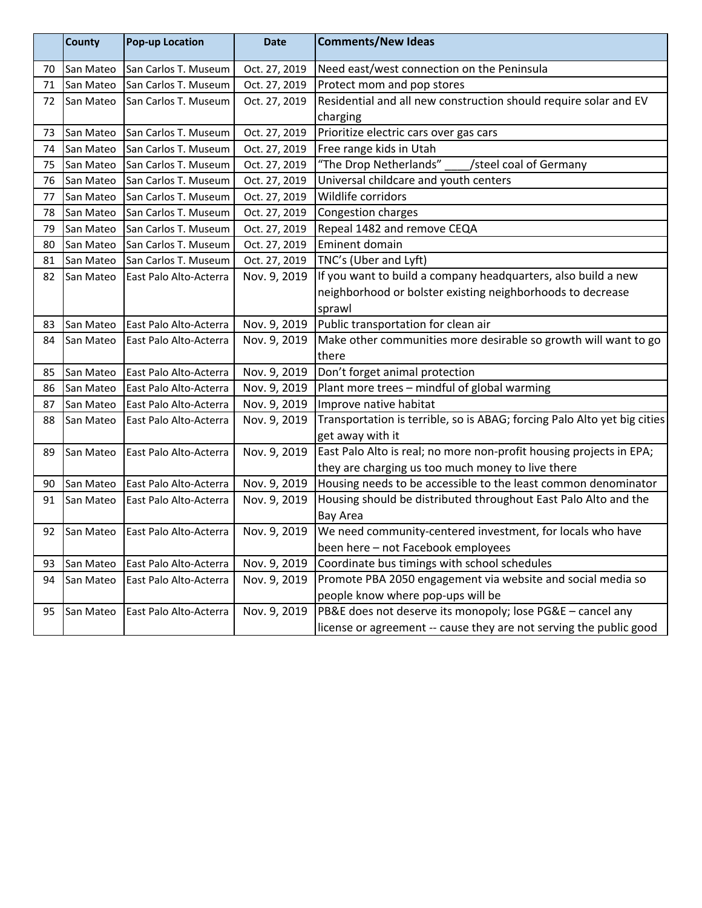| | County | Pop-up Location | Date | Comments/New Ideas |
|---|---|---|---|---|
| 70 | San Mateo | San Carlos T. Museum | Oct. 27, 2019 | Need east/west connection on the Peninsula |
| 71 | San Mateo | San Carlos T. Museum | Oct. 27, 2019 | Protect mom and pop stores |
| 72 | San Mateo | San Carlos T. Museum | Oct. 27, 2019 | Residential and all new construction should require solar and EV charging |
| 73 | San Mateo | San Carlos T. Museum | Oct. 27, 2019 | Prioritize electric cars over gas cars |
| 74 | San Mateo | San Carlos T. Museum | Oct. 27, 2019 | Free range kids in Utah |
| 75 | San Mateo | San Carlos T. Museum | Oct. 27, 2019 | "The Drop Netherlands" ____/steel coal of Germany |
| 76 | San Mateo | San Carlos T. Museum | Oct. 27, 2019 | Universal childcare and youth centers |
| 77 | San Mateo | San Carlos T. Museum | Oct. 27, 2019 | Wildlife corridors |
| 78 | San Mateo | San Carlos T. Museum | Oct. 27, 2019 | Congestion charges |
| 79 | San Mateo | San Carlos T. Museum | Oct. 27, 2019 | Repeal 1482 and remove CEQA |
| 80 | San Mateo | San Carlos T. Museum | Oct. 27, 2019 | Eminent domain |
| 81 | San Mateo | San Carlos T. Museum | Oct. 27, 2019 | TNC's (Uber and Lyft) |
| 82 | San Mateo | East Palo Alto-Acterra | Nov. 9, 2019 | If you want to build a company headquarters, also build a new neighborhood or bolster existing neighborhoods to decrease sprawl |
| 83 | San Mateo | East Palo Alto-Acterra | Nov. 9, 2019 | Public transportation for clean air |
| 84 | San Mateo | East Palo Alto-Acterra | Nov. 9, 2019 | Make other communities more desirable so growth will want to go there |
| 85 | San Mateo | East Palo Alto-Acterra | Nov. 9, 2019 | Don't forget animal protection |
| 86 | San Mateo | East Palo Alto-Acterra | Nov. 9, 2019 | Plant more trees – mindful of global warming |
| 87 | San Mateo | East Palo Alto-Acterra | Nov. 9, 2019 | Improve native habitat |
| 88 | San Mateo | East Palo Alto-Acterra | Nov. 9, 2019 | Transportation is terrible, so is ABAG; forcing Palo Alto yet big cities get away with it |
| 89 | San Mateo | East Palo Alto-Acterra | Nov. 9, 2019 | East Palo Alto is real; no more non-profit housing projects in EPA; they are charging us too much money to live there |
| 90 | San Mateo | East Palo Alto-Acterra | Nov. 9, 2019 | Housing needs to be accessible to the least common denominator |
| 91 | San Mateo | East Palo Alto-Acterra | Nov. 9, 2019 | Housing should be distributed throughout East Palo Alto and the Bay Area |
| 92 | San Mateo | East Palo Alto-Acterra | Nov. 9, 2019 | We need community-centered investment, for locals who have been here – not Facebook employees |
| 93 | San Mateo | East Palo Alto-Acterra | Nov. 9, 2019 | Coordinate bus timings with school schedules |
| 94 | San Mateo | East Palo Alto-Acterra | Nov. 9, 2019 | Promote PBA 2050 engagement via website and social media so people know where pop-ups will be |
| 95 | San Mateo | East Palo Alto-Acterra | Nov. 9, 2019 | PB&E does not deserve its monopoly; lose PG&E – cancel any license or agreement -- cause they are not serving the public good |